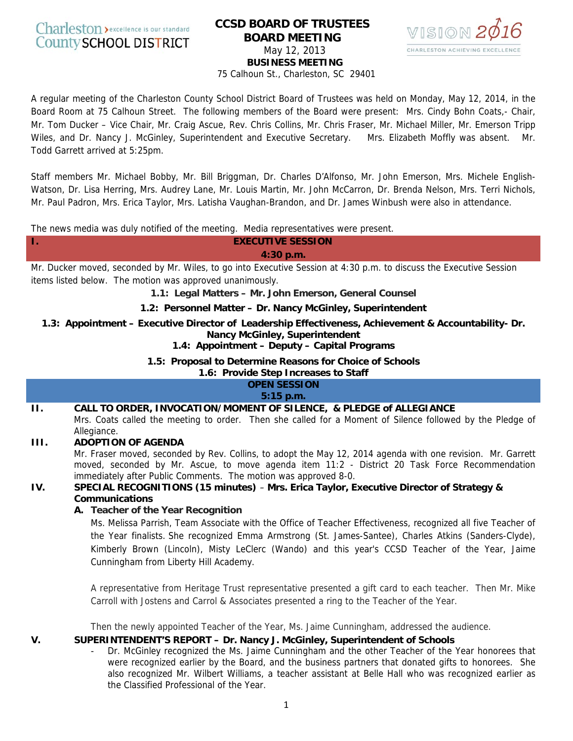Charleston County SCHOOL DISTRICT — excellence is our standard

# CCSD BOARD OF TRUSTEES BOARD MEETING

May 12, 2013

**BUSINESS MEETING**

75 Calhoun St., Charleston, SC 29401

VISION 2016 — CHARLESTON ACHIEVING EXCELLENCE

A regular meeting of the Charleston County School District Board of Trustees was held on Monday, May 12, 2014, in the Board Room at 75 Calhoun Street. The following members of the Board were present: Mrs. Cindy Bohn Coats,- Chair, Mr. Tom Ducker – Vice Chair, Mr. Craig Ascue, Rev. Chris Collins, Mr. Chris Fraser, Mr. Michael Miller, Mr. Emerson Tripp Wiles, and Dr. Nancy J. McGinley, Superintendent and Executive Secretary. Mrs. Elizabeth Moffly was absent. Mr. Todd Garrett arrived at 5:25pm.

Staff members Mr. Michael Bobby, Mr. Bill Briggman, Dr. Charles D'Alfonso, Mr. John Emerson, Mrs. Michele English-Watson, Dr. Lisa Herring, Mrs. Audrey Lane, Mr. Louis Martin, Mr. John McCarron, Dr. Brenda Nelson, Mrs. Terri Nichols, Mr. Paul Padron, Mrs. Erica Taylor, Mrs. Latisha Vaughan-Brandon, and Dr. James Winbush were also in attendance.

The news media was duly notified of the meeting. Media representatives were present.

## I. EXECUTIVE SESSION

**4:30 p.m.**

Mr. Ducker moved, seconded by Mr. Wiles, to go into Executive Session at 4:30 p.m. to discuss the Executive Session items listed below. The motion was approved unanimously.

**1.1: Legal Matters – Mr. John Emerson, General Counsel**

**1.2: Personnel Matter – Dr. Nancy McGinley, Superintendent**

**1.3: Appointment – Executive Director of Leadership Effectiveness, Achievement & Accountability- Dr. Nancy McGinley, Superintendent**

**1.4: Appointment – Deputy – Capital Programs**

**1.5: Proposal to Determine Reasons for Choice of Schools**

**1.6: Provide Step Increases to Staff**

## OPEN SESSION

**5:15 p.m.**

## II. CALL TO ORDER, INVOCATION/MOMENT OF SILENCE, & PLEDGE of ALLEGIANCE

Mrs. Coats called the meeting to order. Then she called for a Moment of Silence followed by the Pledge of Allegiance.

## III. ADOPTION OF AGENDA

Mr. Fraser moved, seconded by Rev. Collins, to adopt the May 12, 2014 agenda with one revision. Mr. Garrett moved, seconded by Mr. Ascue, to move agenda item 11:2 - District 20 Task Force Recommendation immediately after Public Comments. The motion was approved 8-0.

## IV. SPECIAL RECOGNITIONS (15 minutes) – Mrs. Erica Taylor, Executive Director of Strategy & Communications

### A. Teacher of the Year Recognition

Ms. Melissa Parrish, Team Associate with the Office of Teacher Effectiveness, recognized all five Teacher of the Year finalists. She recognized Emma Armstrong (St. James-Santee), Charles Atkins (Sanders-Clyde), Kimberly Brown (Lincoln), Misty LeClerc (Wando) and this year's CCSD Teacher of the Year, Jaime Cunningham from Liberty Hill Academy.

A representative from Heritage Trust representative presented a gift card to each teacher. Then Mr. Mike Carroll with Jostens and Carrol & Associates presented a ring to the Teacher of the Year.

Then the newly appointed Teacher of the Year, Ms. Jaime Cunningham, addressed the audience.

## V. SUPERINTENDENT'S REPORT – Dr. Nancy J. McGinley, Superintendent of Schools

- Dr. McGinley recognized the Ms. Jaime Cunningham and the other Teacher of the Year honorees that were recognized earlier by the Board, and the business partners that donated gifts to honorees. She also recognized Mr. Wilbert Williams, a teacher assistant at Belle Hall who was recognized earlier as the Classified Professional of the Year.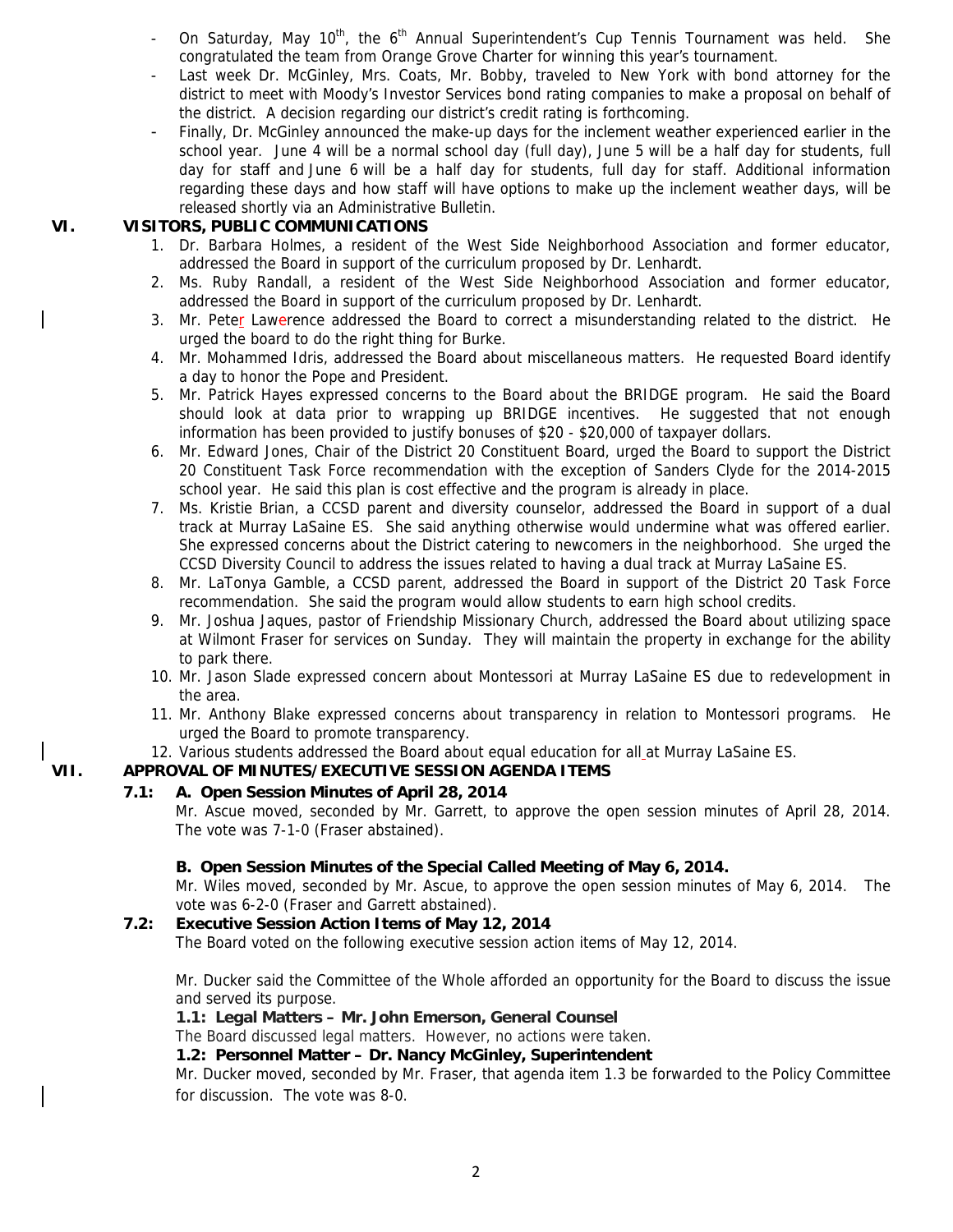- On Saturday, May 10th, the 6th Annual Superintendent's Cup Tennis Tournament was held. She congratulated the team from Orange Grove Charter for winning this year's tournament.
- Last week Dr. McGinley, Mrs. Coats, Mr. Bobby, traveled to New York with bond attorney for the district to meet with Moody's Investor Services bond rating companies to make a proposal on behalf of the district. A decision regarding our district's credit rating is forthcoming.
- Finally, Dr. McGinley announced the make-up days for the inclement weather experienced earlier in the school year. June 4 will be a normal school day (full day), June 5 will be a half day for students, full day for staff and June 6 will be a half day for students, full day for staff. Additional information regarding these days and how staff will have options to make up the inclement weather days, will be released shortly via an Administrative Bulletin.

## VI. VISITORS, PUBLIC COMMUNICATIONS

1. Dr. Barbara Holmes, a resident of the West Side Neighborhood Association and former educator, addressed the Board in support of the curriculum proposed by Dr. Lenhardt.
2. Ms. Ruby Randall, a resident of the West Side Neighborhood Association and former educator, addressed the Board in support of the curriculum proposed by Dr. Lenhardt.
3. Mr. Peter Lawerence addressed the Board to correct a misunderstanding related to the district. He urged the board to do the right thing for Burke.
4. Mr. Mohammed Idris, addressed the Board about miscellaneous matters. He requested Board identify a day to honor the Pope and President.
5. Mr. Patrick Hayes expressed concerns to the Board about the BRIDGE program. He said the Board should look at data prior to wrapping up BRIDGE incentives. He suggested that not enough information has been provided to justify bonuses of $20 - $20,000 of taxpayer dollars.
6. Mr. Edward Jones, Chair of the District 20 Constituent Board, urged the Board to support the District 20 Constituent Task Force recommendation with the exception of Sanders Clyde for the 2014-2015 school year. He said this plan is cost effective and the program is already in place.
7. Ms. Kristie Brian, a CCSD parent and diversity counselor, addressed the Board in support of a dual track at Murray LaSaine ES. She said anything otherwise would undermine what was offered earlier. She expressed concerns about the District catering to newcomers in the neighborhood. She urged the CCSD Diversity Council to address the issues related to having a dual track at Murray LaSaine ES.
8. Mr. LaTonya Gamble, a CCSD parent, addressed the Board in support of the District 20 Task Force recommendation. She said the program would allow students to earn high school credits.
9. Mr. Joshua Jaques, pastor of Friendship Missionary Church, addressed the Board about utilizing space at Wilmont Fraser for services on Sunday. They will maintain the property in exchange for the ability to park there.
10. Mr. Jason Slade expressed concern about Montessori at Murray LaSaine ES due to redevelopment in the area.
11. Mr. Anthony Blake expressed concerns about transparency in relation to Montessori programs. He urged the Board to promote transparency.
12. Various students addressed the Board about equal education for all at Murray LaSaine ES.

## VII. APPROVAL OF MINUTES/EXECUTIVE SESSION AGENDA ITEMS

### 7.1: A. Open Session Minutes of April 28, 2014

Mr. Ascue moved, seconded by Mr. Garrett, to approve the open session minutes of April 28, 2014. The vote was 7-1-0 (Fraser abstained).

**B. Open Session Minutes of the Special Called Meeting of May 6, 2014.**

Mr. Wiles moved, seconded by Mr. Ascue, to approve the open session minutes of May 6, 2014. The vote was 6-2-0 (Fraser and Garrett abstained).

### 7.2: Executive Session Action Items of May 12, 2014

The Board voted on the following executive session action items of May 12, 2014.

Mr. Ducker said the Committee of the Whole afforded an opportunity for the Board to discuss the issue and served its purpose.

**1.1: Legal Matters – Mr. John Emerson, General Counsel**

The Board discussed legal matters. However, no actions were taken.

**1.2: Personnel Matter – Dr. Nancy McGinley, Superintendent**

Mr. Ducker moved, seconded by Mr. Fraser, that agenda item 1.3 be forwarded to the Policy Committee for discussion. The vote was 8-0.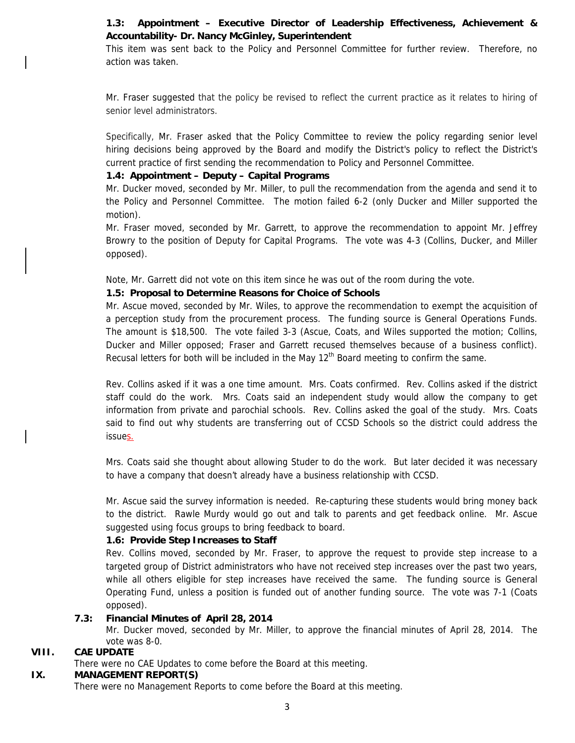**1.3: Appointment – Executive Director of Leadership Effectiveness, Achievement & Accountability- Dr. Nancy McGinley, Superintendent**

This item was sent back to the Policy and Personnel Committee for further review. Therefore, no action was taken.

Mr. Fraser suggested that the policy be revised to reflect the current practice as it relates to hiring of senior level administrators.

Specifically, Mr. Fraser asked that the Policy Committee to review the policy regarding senior level hiring decisions being approved by the Board and modify the District's policy to reflect the District's current practice of first sending the recommendation to Policy and Personnel Committee.

**1.4: Appointment – Deputy – Capital Programs**

Mr. Ducker moved, seconded by Mr. Miller, to pull the recommendation from the agenda and send it to the Policy and Personnel Committee. The motion failed 6-2 (only Ducker and Miller supported the motion).

Mr. Fraser moved, seconded by Mr. Garrett, to approve the recommendation to appoint Mr. Jeffrey Browry to the position of Deputy for Capital Programs. The vote was 4-3 (Collins, Ducker, and Miller opposed).

Note, Mr. Garrett did not vote on this item since he was out of the room during the vote.

**1.5: Proposal to Determine Reasons for Choice of Schools**

Mr. Ascue moved, seconded by Mr. Wiles, to approve the recommendation to exempt the acquisition of a perception study from the procurement process. The funding source is General Operations Funds. The amount is $18,500. The vote failed 3-3 (Ascue, Coats, and Wiles supported the motion; Collins, Ducker and Miller opposed; Fraser and Garrett recused themselves because of a business conflict). Recusal letters for both will be included in the May 12th Board meeting to confirm the same.

Rev. Collins asked if it was a one time amount. Mrs. Coats confirmed. Rev. Collins asked if the district staff could do the work. Mrs. Coats said an independent study would allow the company to get information from private and parochial schools. Rev. Collins asked the goal of the study. Mrs. Coats said to find out why students are transferring out of CCSD Schools so the district could address the issues.

Mrs. Coats said she thought about allowing Studer to do the work. But later decided it was necessary to have a company that doesn't already have a business relationship with CCSD.

Mr. Ascue said the survey information is needed. Re-capturing these students would bring money back to the district. Rawle Murdy would go out and talk to parents and get feedback online. Mr. Ascue suggested using focus groups to bring feedback to board.

**1.6: Provide Step Increases to Staff**

Rev. Collins moved, seconded by Mr. Fraser, to approve the request to provide step increase to a targeted group of District administrators who have not received step increases over the past two years, while all others eligible for step increases have received the same. The funding source is General Operating Fund, unless a position is funded out of another funding source. The vote was 7-1 (Coats opposed).

**7.3: Financial Minutes of April 28, 2014**

Mr. Ducker moved, seconded by Mr. Miller, to approve the financial minutes of April 28, 2014. The vote was 8-0.

**VIII. CAE UPDATE**

There were no CAE Updates to come before the Board at this meeting.

**IX. MANAGEMENT REPORT(S)**

There were no Management Reports to come before the Board at this meeting.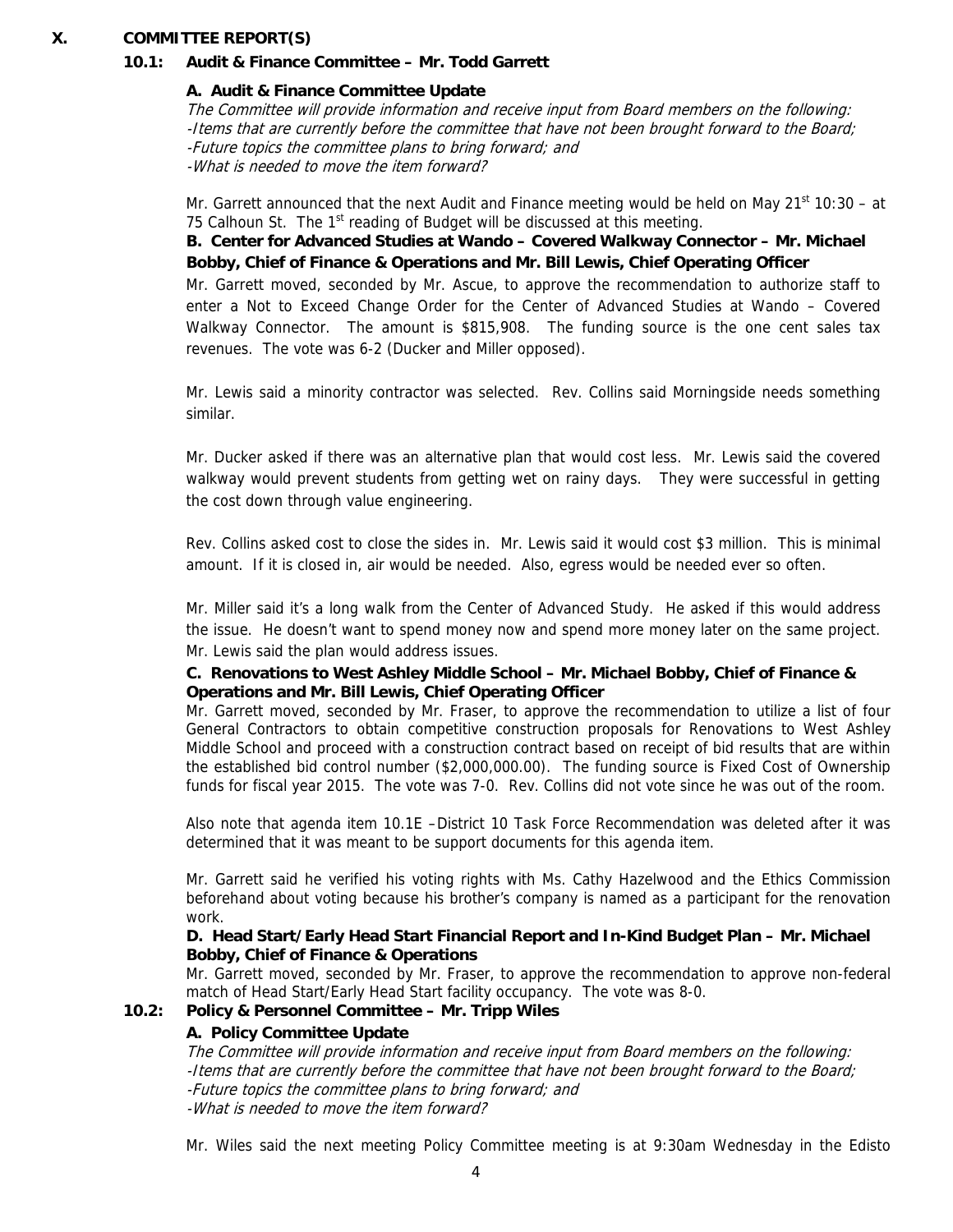## X. COMMITTEE REPORT(S)

### 10.1: Audit & Finance Committee – Mr. Todd Garrett

**A. Audit & Finance Committee Update**

*The Committee will provide information and receive input from Board members on the following:*
*-Items that are currently before the committee that have not been brought forward to the Board;*
*-Future topics the committee plans to bring forward; and*
*-What is needed to move the item forward?*

Mr. Garrett announced that the next Audit and Finance meeting would be held on May 21st 10:30 – at 75 Calhoun St. The 1st reading of Budget will be discussed at this meeting.

**B. Center for Advanced Studies at Wando – Covered Walkway Connector – Mr. Michael Bobby, Chief of Finance & Operations and Mr. Bill Lewis, Chief Operating Officer**

Mr. Garrett moved, seconded by Mr. Ascue, to approve the recommendation to authorize staff to enter a Not to Exceed Change Order for the Center of Advanced Studies at Wando – Covered Walkway Connector. The amount is $815,908. The funding source is the one cent sales tax revenues. The vote was 6-2 (Ducker and Miller opposed).

Mr. Lewis said a minority contractor was selected. Rev. Collins said Morningside needs something similar.

Mr. Ducker asked if there was an alternative plan that would cost less. Mr. Lewis said the covered walkway would prevent students from getting wet on rainy days. They were successful in getting the cost down through value engineering.

Rev. Collins asked cost to close the sides in. Mr. Lewis said it would cost $3 million. This is minimal amount. If it is closed in, air would be needed. Also, egress would be needed ever so often.

Mr. Miller said it's a long walk from the Center of Advanced Study. He asked if this would address the issue. He doesn't want to spend money now and spend more money later on the same project. Mr. Lewis said the plan would address issues.

**C. Renovations to West Ashley Middle School – Mr. Michael Bobby, Chief of Finance & Operations and Mr. Bill Lewis, Chief Operating Officer**

Mr. Garrett moved, seconded by Mr. Fraser, to approve the recommendation to utilize a list of four General Contractors to obtain competitive construction proposals for Renovations to West Ashley Middle School and proceed with a construction contract based on receipt of bid results that are within the established bid control number ($2,000,000.00). The funding source is Fixed Cost of Ownership funds for fiscal year 2015. The vote was 7-0. Rev. Collins did not vote since he was out of the room.

Also note that agenda item 10.1E –District 10 Task Force Recommendation was deleted after it was determined that it was meant to be support documents for this agenda item.

Mr. Garrett said he verified his voting rights with Ms. Cathy Hazelwood and the Ethics Commission beforehand about voting because his brother's company is named as a participant for the renovation work.

**D. Head Start/Early Head Start Financial Report and In-Kind Budget Plan – Mr. Michael Bobby, Chief of Finance & Operations**

Mr. Garrett moved, seconded by Mr. Fraser, to approve the recommendation to approve non-federal match of Head Start/Early Head Start facility occupancy. The vote was 8-0.

### 10.2: Policy & Personnel Committee – Mr. Tripp Wiles

**A. Policy Committee Update**

*The Committee will provide information and receive input from Board members on the following:*
*-Items that are currently before the committee that have not been brought forward to the Board;*
*-Future topics the committee plans to bring forward; and*
*-What is needed to move the item forward?*

Mr. Wiles said the next meeting Policy Committee meeting is at 9:30am Wednesday in the Edisto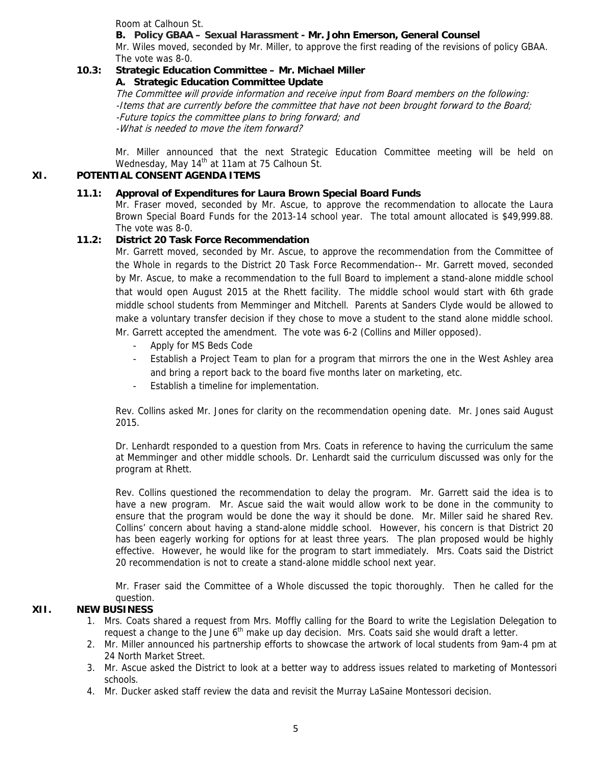Room at Calhoun St.

**B. Policy GBAA – Sexual Harassment - Mr. John Emerson, General Counsel**

Mr. Wiles moved, seconded by Mr. Miller, to approve the first reading of the revisions of policy GBAA. The vote was 8-0.

**10.3: Strategic Education Committee – Mr. Michael Miller**

**A. Strategic Education Committee Update**

*The Committee will provide information and receive input from Board members on the following:*
*-Items that are currently before the committee that have not been brought forward to the Board;*
*-Future topics the committee plans to bring forward; and*
*-What is needed to move the item forward?*

Mr. Miller announced that the next Strategic Education Committee meeting will be held on Wednesday, May 14th at 11am at 75 Calhoun St.

## XI. POTENTIAL CONSENT AGENDA ITEMS

**11.1: Approval of Expenditures for Laura Brown Special Board Funds**

Mr. Fraser moved, seconded by Mr. Ascue, to approve the recommendation to allocate the Laura Brown Special Board Funds for the 2013-14 school year. The total amount allocated is $49,999.88. The vote was 8-0.

**11.2: District 20 Task Force Recommendation**

Mr. Garrett moved, seconded by Mr. Ascue, to approve the recommendation from the Committee of the Whole in regards to the District 20 Task Force Recommendation-- Mr. Garrett moved, seconded by Mr. Ascue, to make a recommendation to the full Board to implement a stand-alone middle school that would open August 2015 at the Rhett facility. The middle school would start with 6th grade middle school students from Memminger and Mitchell. Parents at Sanders Clyde would be allowed to make a voluntary transfer decision if they chose to move a student to the stand alone middle school. Mr. Garrett accepted the amendment. The vote was 6-2 (Collins and Miller opposed).

- Apply for MS Beds Code
- Establish a Project Team to plan for a program that mirrors the one in the West Ashley area and bring a report back to the board five months later on marketing, etc.
- Establish a timeline for implementation.

Rev. Collins asked Mr. Jones for clarity on the recommendation opening date. Mr. Jones said August 2015.

Dr. Lenhardt responded to a question from Mrs. Coats in reference to having the curriculum the same at Memminger and other middle schools. Dr. Lenhardt said the curriculum discussed was only for the program at Rhett.

Rev. Collins questioned the recommendation to delay the program. Mr. Garrett said the idea is to have a new program. Mr. Ascue said the wait would allow work to be done in the community to ensure that the program would be done the way it should be done. Mr. Miller said he shared Rev. Collins' concern about having a stand-alone middle school. However, his concern is that District 20 has been eagerly working for options for at least three years. The plan proposed would be highly effective. However, he would like for the program to start immediately. Mrs. Coats said the District 20 recommendation is not to create a stand-alone middle school next year.

Mr. Fraser said the Committee of a Whole discussed the topic thoroughly. Then he called for the question.

## XII. NEW BUSINESS

1. Mrs. Coats shared a request from Mrs. Moffly calling for the Board to write the Legislation Delegation to request a change to the June 6th make up day decision. Mrs. Coats said she would draft a letter.
2. Mr. Miller announced his partnership efforts to showcase the artwork of local students from 9am-4 pm at 24 North Market Street.
3. Mr. Ascue asked the District to look at a better way to address issues related to marketing of Montessori schools.
4. Mr. Ducker asked staff review the data and revisit the Murray LaSaine Montessori decision.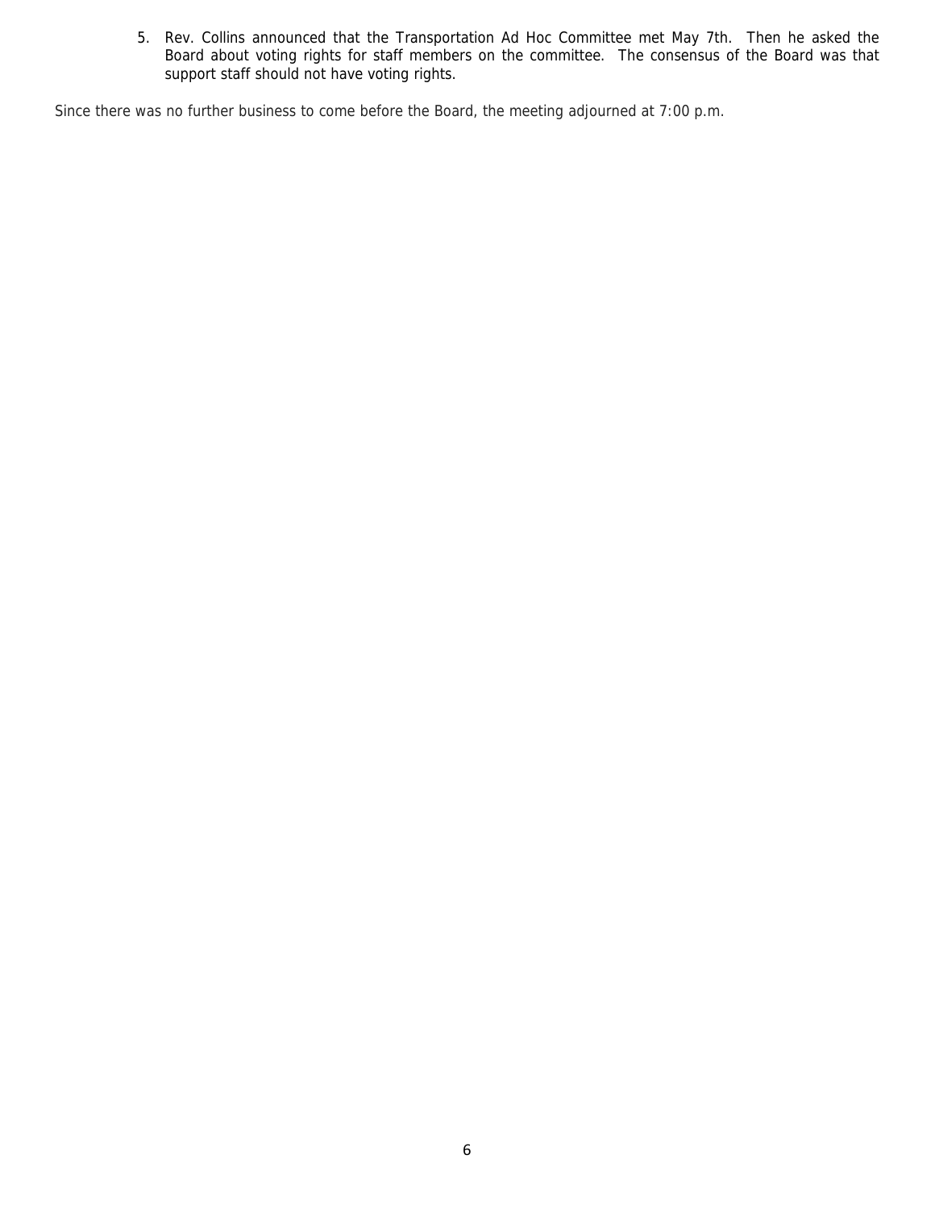5. Rev. Collins announced that the Transportation Ad Hoc Committee met May 7th. Then he asked the Board about voting rights for staff members on the committee. The consensus of the Board was that support staff should not have voting rights.

Since there was no further business to come before the Board, the meeting adjourned at 7:00 p.m.